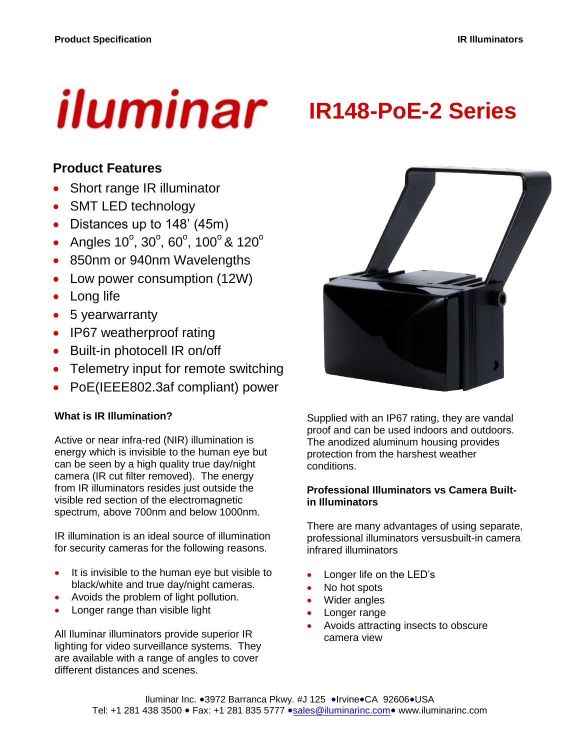# iluminar

# IR148-PoE-2 Series

## Product Features

- Short range IR illuminator
- SMT LED technology
- Distances up to 148' (45m)
- Angles 10$^{o}$, 30$^{o}$, 60$^{o}$, 100$^{o}$ & 120$^{o}$
- 850nm or 940nm Wavelengths
- Low power consumption (12W)
- Long life
- 5 yearwarranty
- IP67 weatherproof rating
- Built-in photocell IR on/off
- Telemetry input for remote switching
- PoE(IEEE802.3af compliant) power

### What is IR Illumination?

Active or near infra-red (NIR) illumination is energy which is invisible to the human eye but can be seen by a high quality true day/night camera (IR cut filter removed). The energy from IR illuminators resides just outside the visible red section of the electromagnetic spectrum, above 700nm and below 1000nm.

IR illumination is an ideal source of illumination for security cameras for the following reasons.

- It is invisible to the human eye but visible to black/white and true day/night cameras.
- Avoids the problem of light pollution.
- Longer range than visible light

All Iluminar illuminators provide superior IR lighting for video surveillance systems. They are available with a range of angles to cover different distances and scenes.

Supplied with an IP67 rating, they are vandal proof and can be used indoors and outdoors. The anodized aluminum housing provides protection from the harshest weather conditions.

### Professional Illuminators vs Camera Built-in Illuminators

There are many advantages of using separate, professional illuminators versusbuilt-in camera infrared illuminators

- Longer life on the LED's
- No hot spots
- Wider angles
- Longer range
- Avoids attracting insects to obscure camera view

Iluminar Inc. •3972 Barranca Pkwy. #J 125 •Irvine•CA 92606•USA
Tel: +1 281 438 3500 • Fax: +1 281 835 5777 •sales@iluminarinc.com• www.iluminarinc.com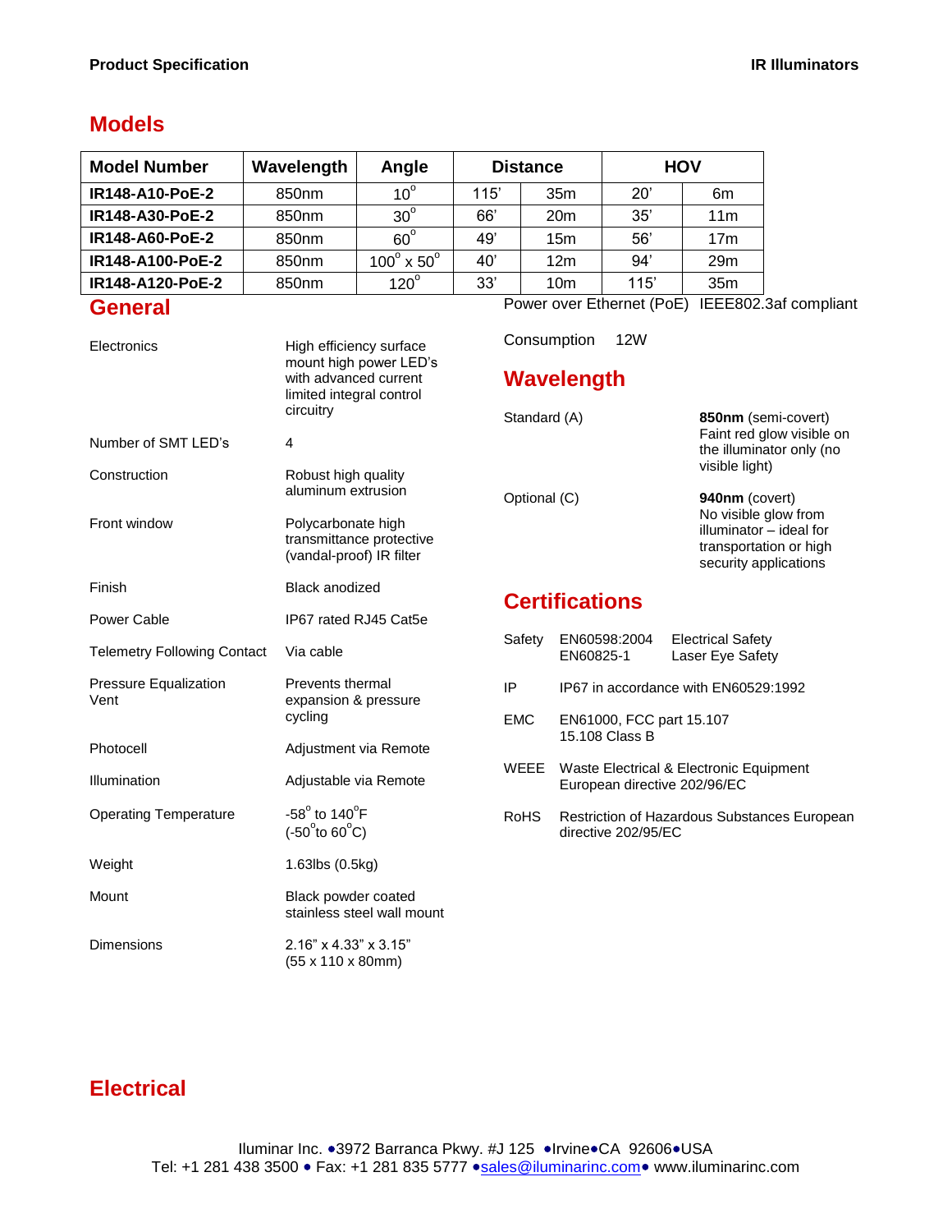## Models

| Model Number | Wavelength | Angle | Distance | | HOV | |
|---|---|---|---|---|---|---|
| IR148-A10-PoE-2 | 850nm | $10^{o}$ | 115’ | 35m | 20’ | 6m |
| IR148-A30-PoE-2 | 850nm | $30^{o}$ | 66’ | 20m | 35’ | 11m |
| IR148-A60-PoE-2 | 850nm | $60^{o}$ | 49’ | 15m | 56’ | 17m |
| IR148-A100-PoE-2 | 850nm | $100^{o}$ x $50^{o}$ | 40’ | 12m | 94’ | 29m |
| IR148-A120-PoE-2 | 850nm | $120^{o}$ | 33’ | 10m | 115’ | 35m |

## General

| | |
|---|---|
| Electronics | High efficiency surface mount high power LED’s with advanced current limited integral control circuitry |
| Number of SMT LED’s | 4 |
| Construction | Robust high quality aluminum extrusion |
| Front window | Polycarbonate high transmittance protective (vandal-proof) IR filter |
| Finish | Black anodized |
| Power Cable | IP67 rated RJ45 Cat5e |
| Telemetry Following Contact | Via cable |
| Pressure Equalization Vent | Prevents thermal expansion & pressure cycling |
| Photocell | Adjustment via Remote |
| Illumination | Adjustable via Remote |
| Operating Temperature | -58° to 140°F (-50°to 60°C) |
| Weight | 1.63lbs (0.5kg) |
| Mount | Black powder coated stainless steel wall mount |
| Dimensions | 2.16” x 4.33” x 3.15” (55 x 110 x 80mm) |

Power over Ethernet (PoE) IEEE802.3af compliant

Consumption 12W

## Wavelength

| | |
|---|---|
| Standard (A) | **850nm** (semi-covert) Faint red glow visible on the illuminator only (no visible light) |
| Optional (C) | **940nm** (covert) No visible glow from illuminator – ideal for transportation or high security applications |

## Certifications

| | | |
|---|---|---|
| Safety | EN60598:2004 | Electrical Safety |
| | EN60825-1 | Laser Eye Safety |
| IP | IP67 in accordance with EN60529:1992 | |
| EMC | EN61000, FCC part 15.107 15.108 Class B | |
| WEEE | Waste Electrical & Electronic Equipment European directive 202/96/EC | |
| RoHS | Restriction of Hazardous Substances European directive 202/95/EC | |

## Electrical

Iluminar Inc. •3972 Barranca Pkwy. #J 125 •Irvine•CA 92606•USA
Tel: +1 281 438 3500 • Fax: +1 281 835 5777 •sales@iluminarinc.com• www.iluminarinc.com